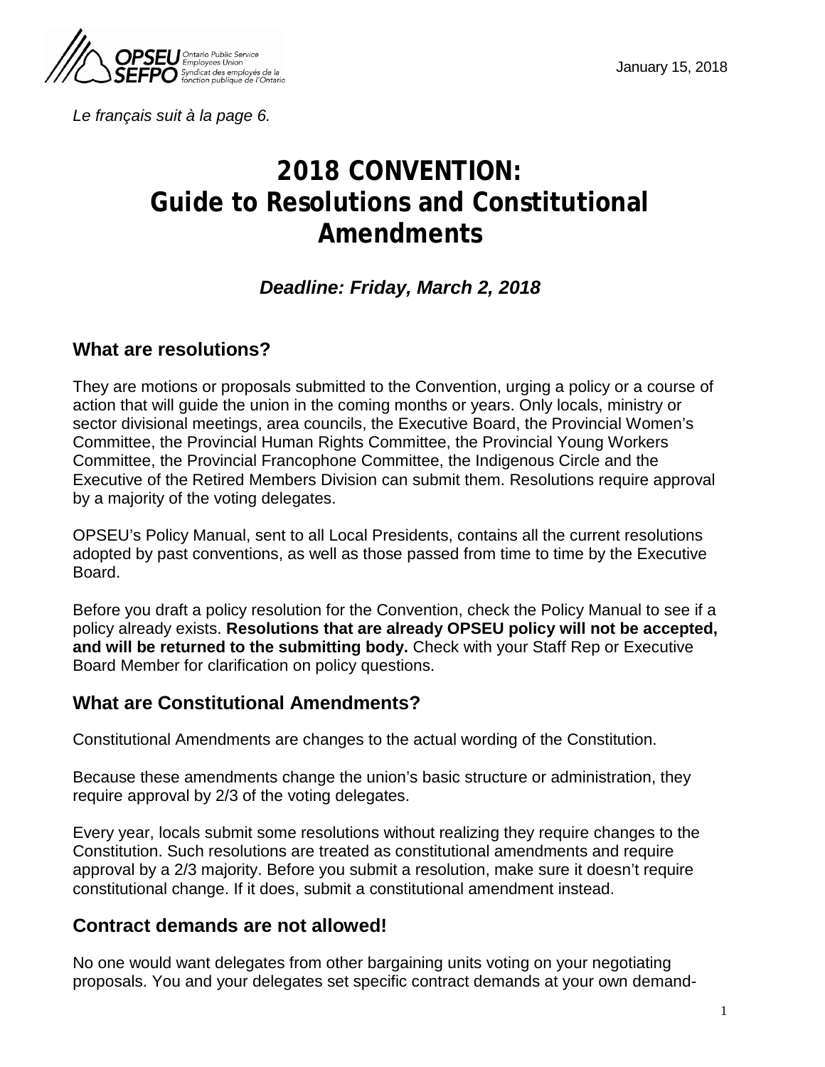January 15, 2018

*Le français suit à la page 6.*

# 2018 CONVENTION: Guide to Resolutions and Constitutional Amendments

***Deadline: Friday, March 2, 2018***

## What are resolutions?

They are motions or proposals submitted to the Convention, urging a policy or a course of action that will guide the union in the coming months or years. Only locals, ministry or sector divisional meetings, area councils, the Executive Board, the Provincial Women's Committee, the Provincial Human Rights Committee, the Provincial Young Workers Committee, the Provincial Francophone Committee, the Indigenous Circle and the Executive of the Retired Members Division can submit them. Resolutions require approval by a majority of the voting delegates.

OPSEU's Policy Manual, sent to all Local Presidents, contains all the current resolutions adopted by past conventions, as well as those passed from time to time by the Executive Board.

Before you draft a policy resolution for the Convention, check the Policy Manual to see if a policy already exists. **Resolutions that are already OPSEU policy will not be accepted, and will be returned to the submitting body.** Check with your Staff Rep or Executive Board Member for clarification on policy questions.

## What are Constitutional Amendments?

Constitutional Amendments are changes to the actual wording of the Constitution.

Because these amendments change the union's basic structure or administration, they require approval by 2/3 of the voting delegates.

Every year, locals submit some resolutions without realizing they require changes to the Constitution. Such resolutions are treated as constitutional amendments and require approval by a 2/3 majority. Before you submit a resolution, make sure it doesn't require constitutional change. If it does, submit a constitutional amendment instead.

## Contract demands are not allowed!

No one would want delegates from other bargaining units voting on your negotiating proposals. You and your delegates set specific contract demands at your own demand-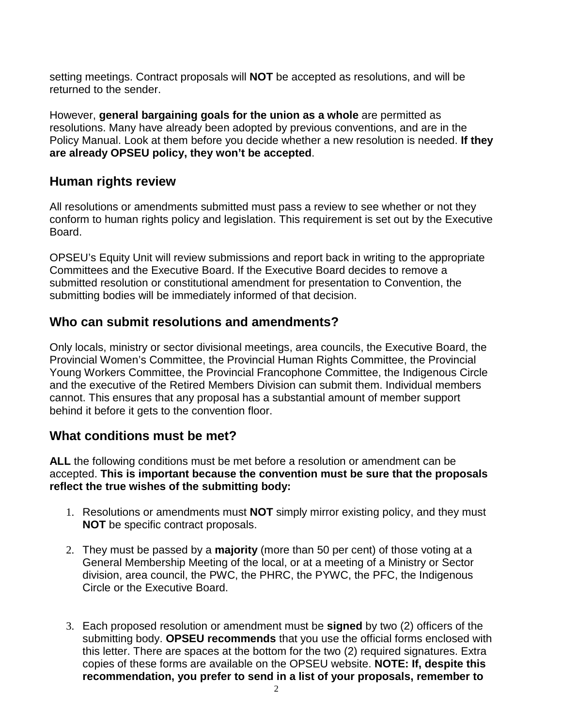setting meetings. Contract proposals will **NOT** be accepted as resolutions, and will be returned to the sender.

However, **general bargaining goals for the union as a whole** are permitted as resolutions. Many have already been adopted by previous conventions, and are in the Policy Manual. Look at them before you decide whether a new resolution is needed. **If they are already OPSEU policy, they won't be accepted**.

## Human rights review

All resolutions or amendments submitted must pass a review to see whether or not they conform to human rights policy and legislation. This requirement is set out by the Executive Board.

OPSEU's Equity Unit will review submissions and report back in writing to the appropriate Committees and the Executive Board. If the Executive Board decides to remove a submitted resolution or constitutional amendment for presentation to Convention, the submitting bodies will be immediately informed of that decision.

## Who can submit resolutions and amendments?

Only locals, ministry or sector divisional meetings, area councils, the Executive Board, the Provincial Women's Committee, the Provincial Human Rights Committee, the Provincial Young Workers Committee, the Provincial Francophone Committee, the Indigenous Circle and the executive of the Retired Members Division can submit them. Individual members cannot. This ensures that any proposal has a substantial amount of member support behind it before it gets to the convention floor.

## What conditions must be met?

**ALL** the following conditions must be met before a resolution or amendment can be accepted. **This is important because the convention must be sure that the proposals reflect the true wishes of the submitting body:**

1. Resolutions or amendments must **NOT** simply mirror existing policy, and they must **NOT** be specific contract proposals.
2. They must be passed by a **majority** (more than 50 per cent) of those voting at a General Membership Meeting of the local, or at a meeting of a Ministry or Sector division, area council, the PWC, the PHRC, the PYWC, the PFC, the Indigenous Circle or the Executive Board.
3. Each proposed resolution or amendment must be **signed** by two (2) officers of the submitting body. **OPSEU recommends** that you use the official forms enclosed with this letter. There are spaces at the bottom for the two (2) required signatures. Extra copies of these forms are available on the OPSEU website. **NOTE: If, despite this recommendation, you prefer to send in a list of your proposals, remember to**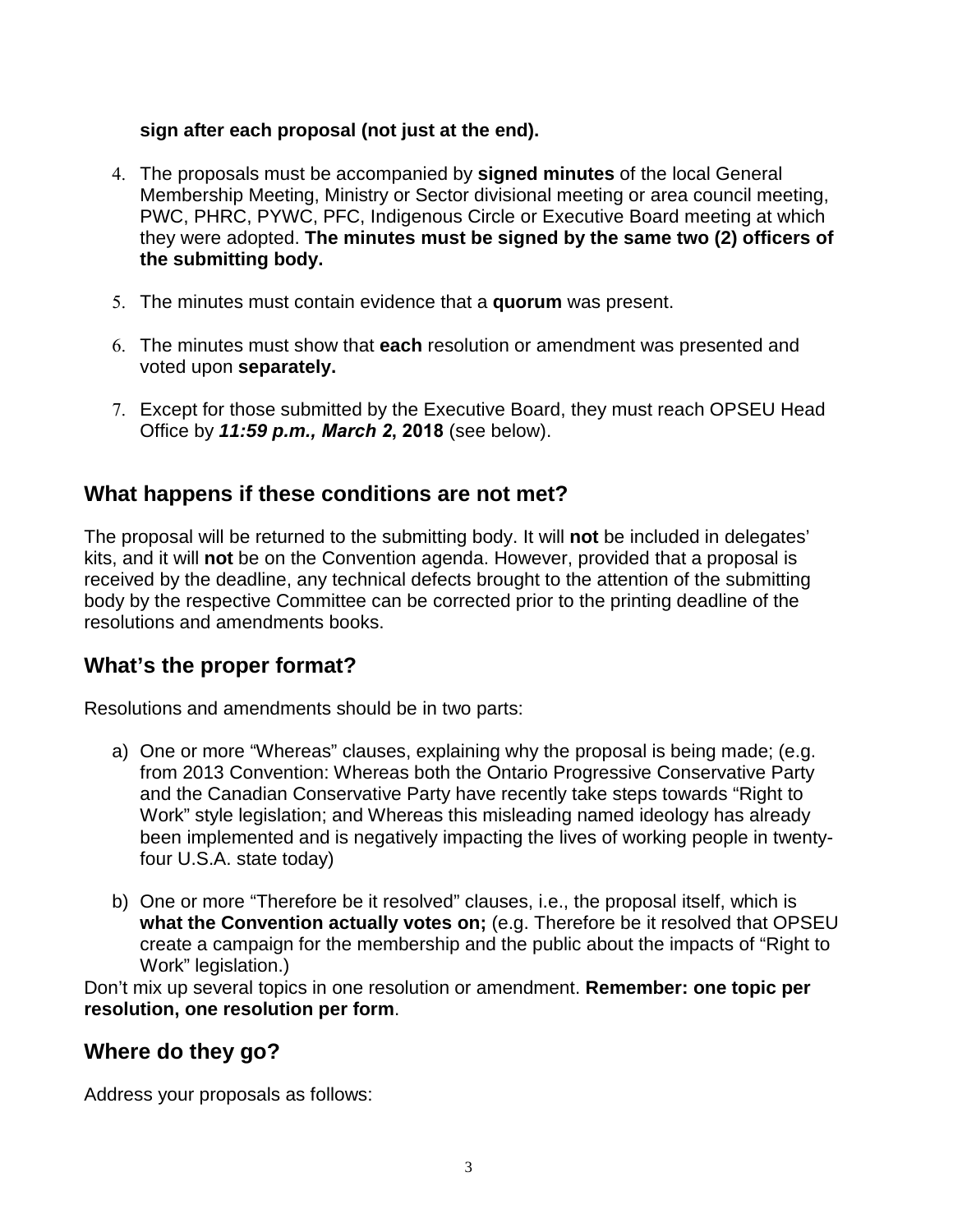**sign after each proposal (not just at the end).**

4. The proposals must be accompanied by **signed minutes** of the local General Membership Meeting, Ministry or Sector divisional meeting or area council meeting, PWC, PHRC, PYWC, PFC, Indigenous Circle or Executive Board meeting at which they were adopted. **The minutes must be signed by the same two (2) officers of the submitting body.**

5. The minutes must contain evidence that a **quorum** was present.

6. The minutes must show that **each** resolution or amendment was presented and voted upon **separately.**

7. Except for those submitted by the Executive Board, they must reach OPSEU Head Office by ***11:59 p.m., March 2*, 2018** (see below).

## What happens if these conditions are not met?

The proposal will be returned to the submitting body. It will **not** be included in delegates' kits, and it will **not** be on the Convention agenda. However, provided that a proposal is received by the deadline, any technical defects brought to the attention of the submitting body by the respective Committee can be corrected prior to the printing deadline of the resolutions and amendments books.

## What's the proper format?

Resolutions and amendments should be in two parts:

a) One or more "Whereas" clauses, explaining why the proposal is being made; (e.g. from 2013 Convention: Whereas both the Ontario Progressive Conservative Party and the Canadian Conservative Party have recently take steps towards "Right to Work" style legislation; and Whereas this misleading named ideology has already been implemented and is negatively impacting the lives of working people in twenty-four U.S.A. state today)

b) One or more "Therefore be it resolved" clauses, i.e., the proposal itself, which is **what the Convention actually votes on;** (e.g. Therefore be it resolved that OPSEU create a campaign for the membership and the public about the impacts of "Right to Work" legislation.)

Don't mix up several topics in one resolution or amendment. **Remember: one topic per resolution, one resolution per form**.

## Where do they go?

Address your proposals as follows: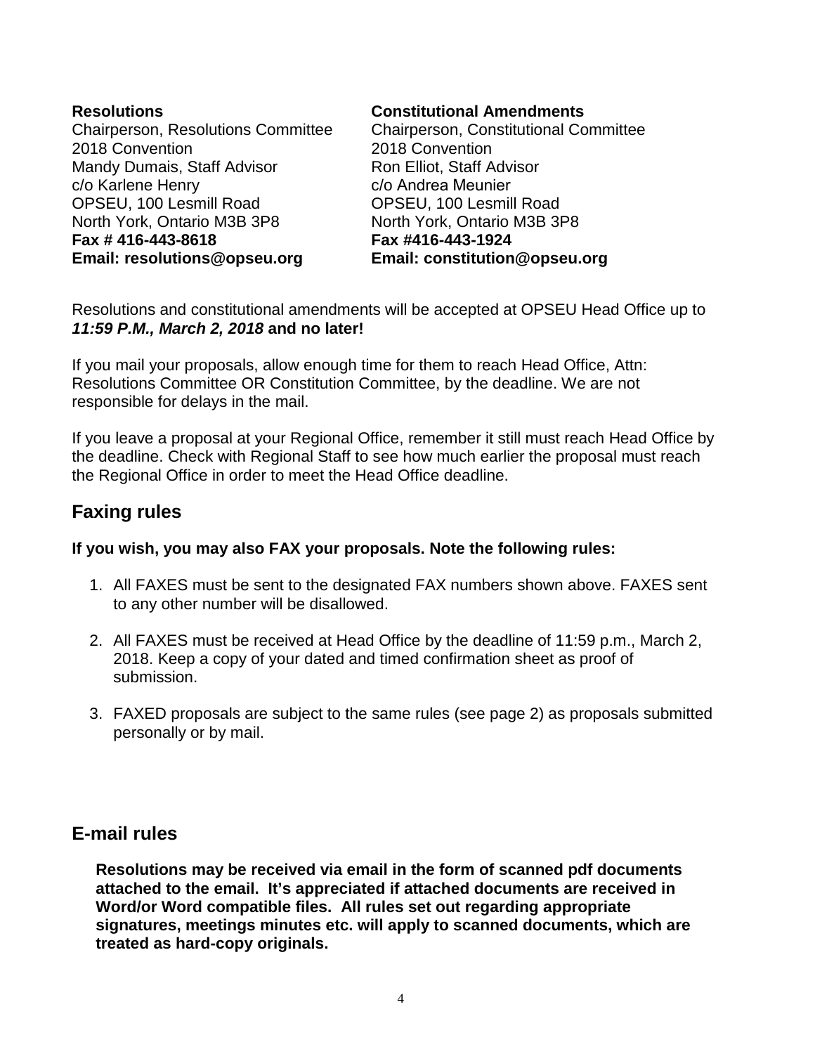**Resolutions**
Chairperson, Resolutions Committee
2018 Convention
Mandy Dumais, Staff Advisor
c/o Karlene Henry
OPSEU, 100 Lesmill Road
North York, Ontario M3B 3P8
**Fax # 416-443-8618**
**Email: resolutions@opseu.org**

**Constitutional Amendments**
Chairperson, Constitutional Committee
2018 Convention
Ron Elliot, Staff Advisor
c/o Andrea Meunier
OPSEU, 100 Lesmill Road
North York, Ontario M3B 3P8
**Fax #416-443-1924**
**Email: constitution@opseu.org**

Resolutions and constitutional amendments will be accepted at OPSEU Head Office up to ***11:59 P.M., March 2, 2018*** **and no later!**

If you mail your proposals, allow enough time for them to reach Head Office, Attn: Resolutions Committee OR Constitution Committee, by the deadline. We are not responsible for delays in the mail.

If you leave a proposal at your Regional Office, remember it still must reach Head Office by the deadline. Check with Regional Staff to see how much earlier the proposal must reach the Regional Office in order to meet the Head Office deadline.

## Faxing rules

**If you wish, you may also FAX your proposals. Note the following rules:**

1. All FAXES must be sent to the designated FAX numbers shown above. FAXES sent to any other number will be disallowed.
2. All FAXES must be received at Head Office by the deadline of 11:59 p.m., March 2, 2018. Keep a copy of your dated and timed confirmation sheet as proof of submission.
3. FAXED proposals are subject to the same rules (see page 2) as proposals submitted personally or by mail.

## E-mail rules

**Resolutions may be received via email in the form of scanned pdf documents attached to the email. It's appreciated if attached documents are received in Word/or Word compatible files. All rules set out regarding appropriate signatures, meetings minutes etc. will apply to scanned documents, which are treated as hard-copy originals.**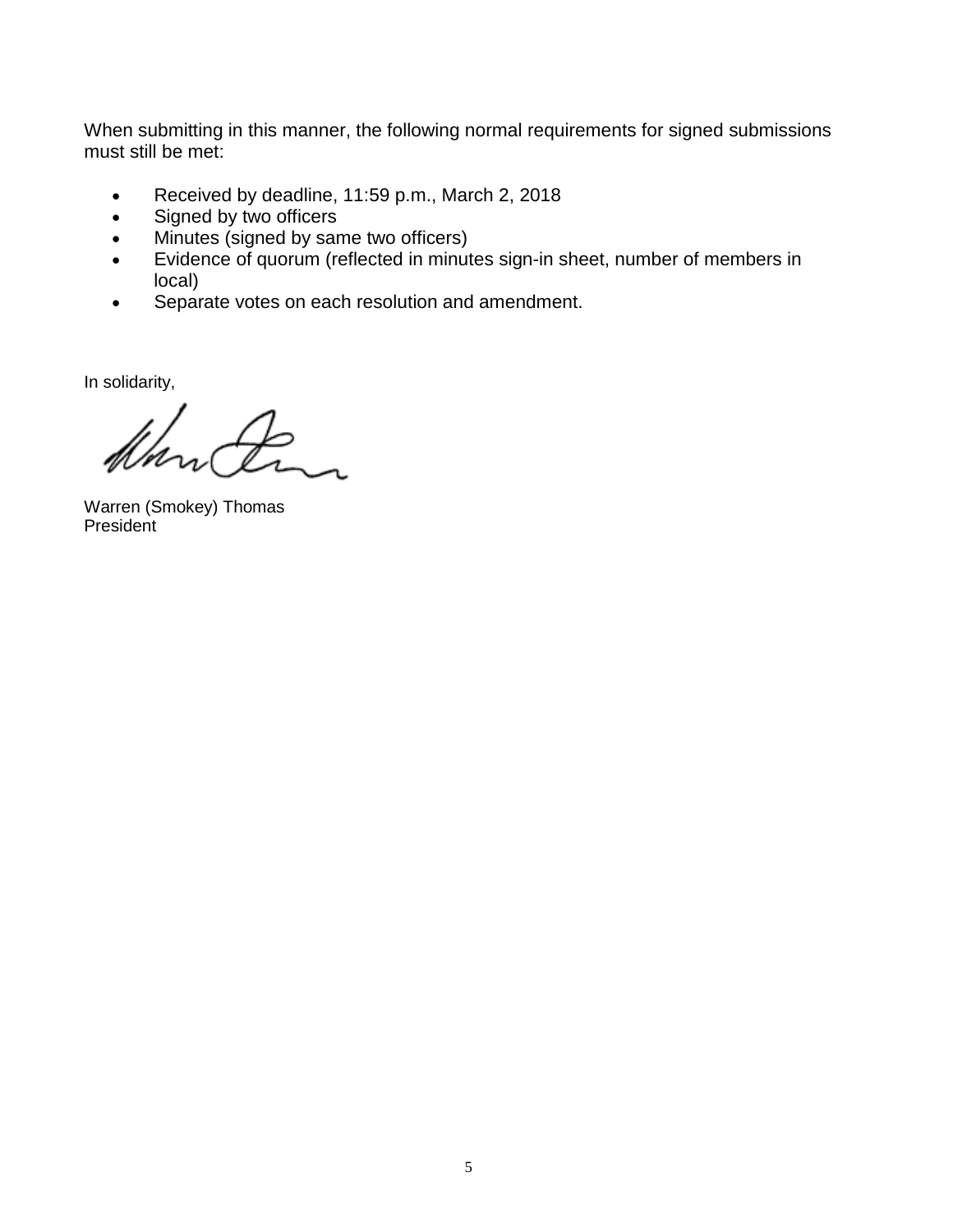When submitting in this manner, the following normal requirements for signed submissions must still be met:

- Received by deadline, 11:59 p.m., March 2, 2018
- Signed by two officers
- Minutes (signed by same two officers)
- Evidence of quorum (reflected in minutes sign-in sheet, number of members in local)
- Separate votes on each resolution and amendment.

In solidarity,

Warren (Smokey) Thomas
President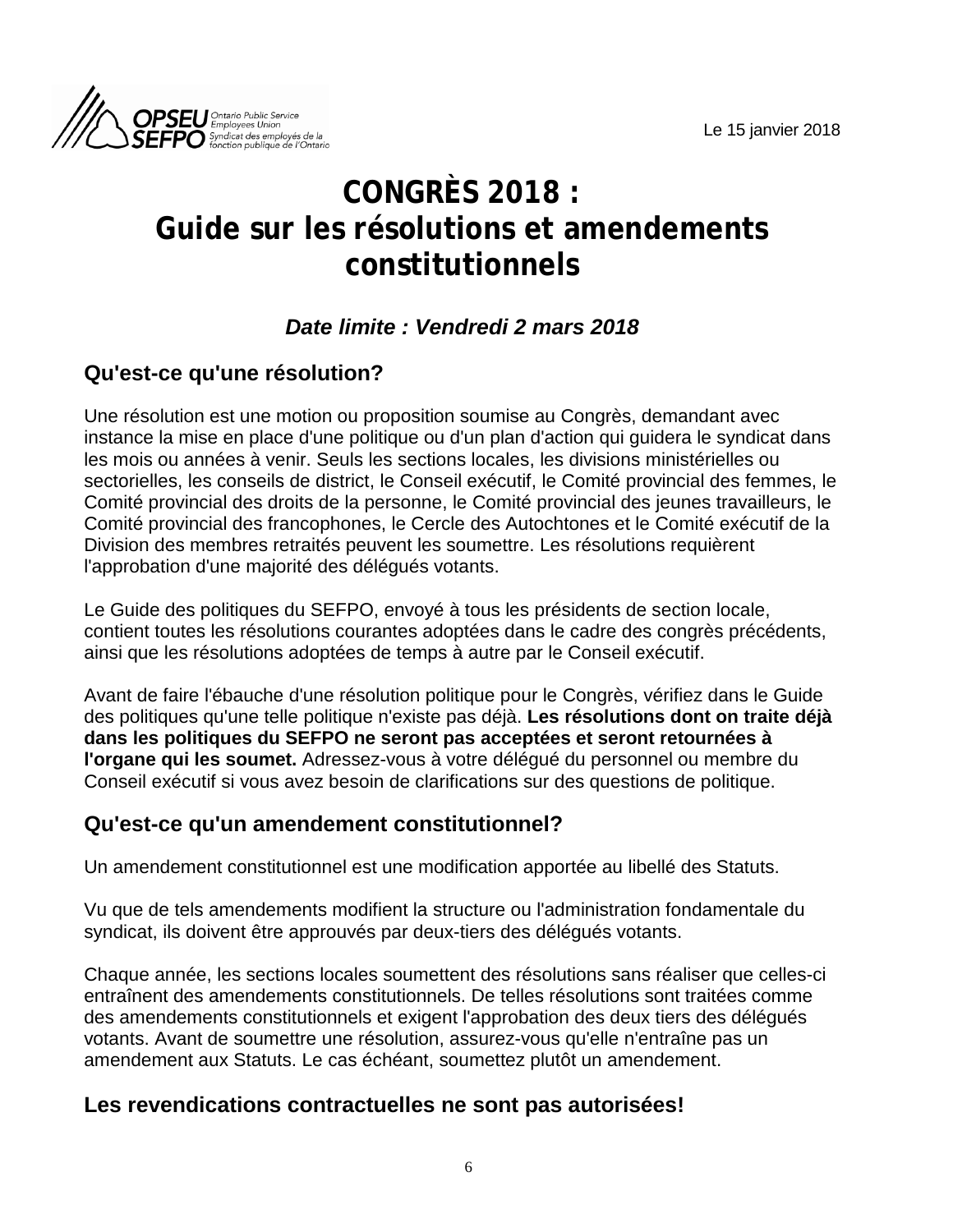Le 15 janvier 2018

# CONGRÈS 2018 : Guide sur les résolutions et amendements constitutionnels

***Date limite : Vendredi 2 mars 2018***

## Qu'est-ce qu'une résolution?

Une résolution est une motion ou proposition soumise au Congrès, demandant avec instance la mise en place d'une politique ou d'un plan d'action qui guidera le syndicat dans les mois ou années à venir. Seuls les sections locales, les divisions ministérielles ou sectorielles, les conseils de district, le Conseil exécutif, le Comité provincial des femmes, le Comité provincial des droits de la personne, le Comité provincial des jeunes travailleurs, le Comité provincial des francophones, le Cercle des Autochtones et le Comité exécutif de la Division des membres retraités peuvent les soumettre. Les résolutions requièrent l'approbation d'une majorité des délégués votants.

Le Guide des politiques du SEFPO, envoyé à tous les présidents de section locale, contient toutes les résolutions courantes adoptées dans le cadre des congrès précédents, ainsi que les résolutions adoptées de temps à autre par le Conseil exécutif.

Avant de faire l'ébauche d'une résolution politique pour le Congrès, vérifiez dans le Guide des politiques qu'une telle politique n'existe pas déjà. **Les résolutions dont on traite déjà dans les politiques du SEFPO ne seront pas acceptées et seront retournées à l'organe qui les soumet.** Adressez-vous à votre délégué du personnel ou membre du Conseil exécutif si vous avez besoin de clarifications sur des questions de politique.

## Qu'est-ce qu'un amendement constitutionnel?

Un amendement constitutionnel est une modification apportée au libellé des Statuts.

Vu que de tels amendements modifient la structure ou l'administration fondamentale du syndicat, ils doivent être approuvés par deux-tiers des délégués votants.

Chaque année, les sections locales soumettent des résolutions sans réaliser que celles-ci entraînent des amendements constitutionnels. De telles résolutions sont traitées comme des amendements constitutionnels et exigent l'approbation des deux tiers des délégués votants. Avant de soumettre une résolution, assurez-vous qu'elle n'entraîne pas un amendement aux Statuts. Le cas échéant, soumettez plutôt un amendement.

## Les revendications contractuelles ne sont pas autorisées!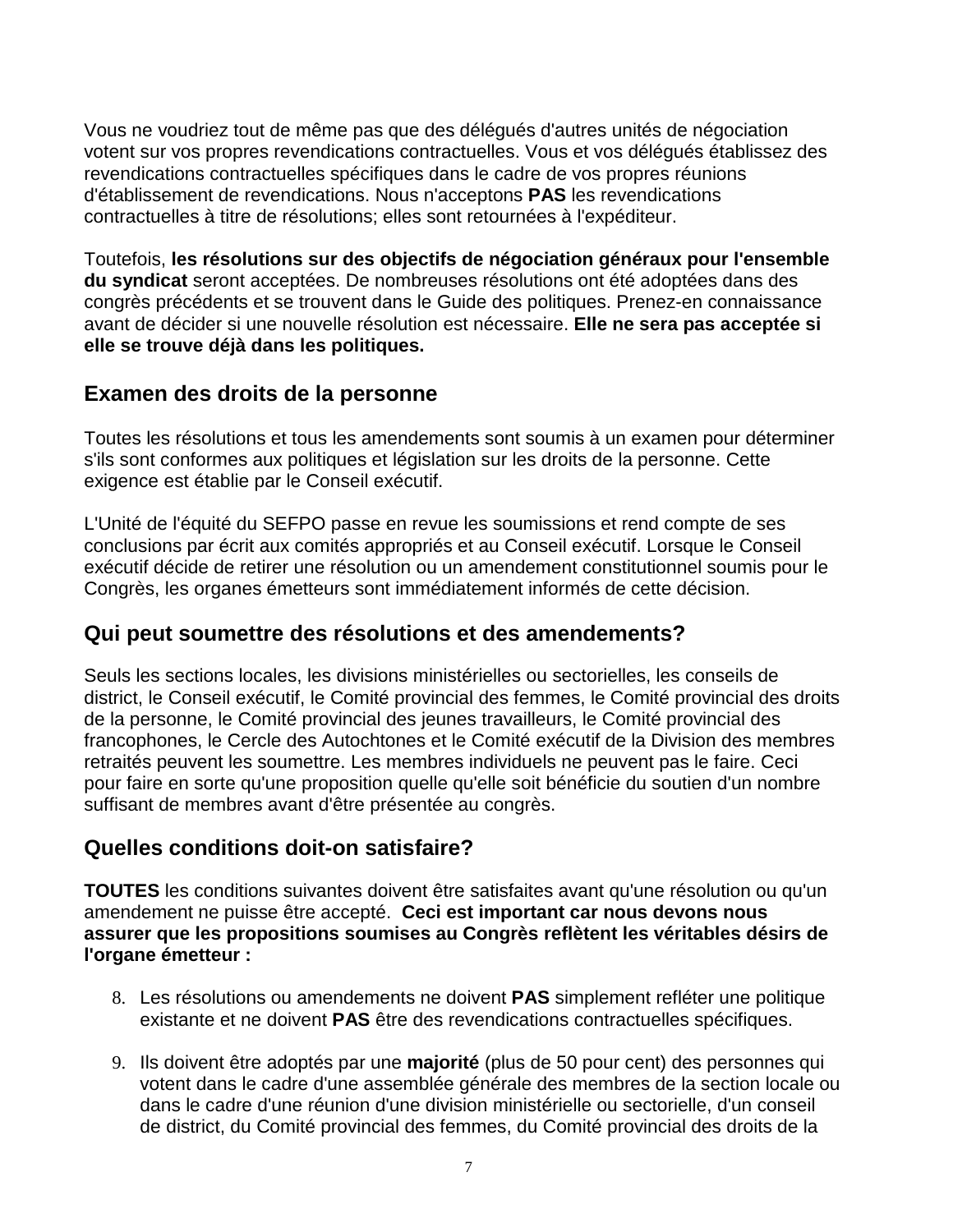Vous ne voudriez tout de même pas que des délégués d'autres unités de négociation votent sur vos propres revendications contractuelles. Vous et vos délégués établissez des revendications contractuelles spécifiques dans le cadre de vos propres réunions d'établissement de revendications. Nous n'acceptons **PAS** les revendications contractuelles à titre de résolutions; elles sont retournées à l'expéditeur.

Toutefois, **les résolutions sur des objectifs de négociation généraux pour l'ensemble du syndicat** seront acceptées. De nombreuses résolutions ont été adoptées dans des congrès précédents et se trouvent dans le Guide des politiques. Prenez-en connaissance avant de décider si une nouvelle résolution est nécessaire. **Elle ne sera pas acceptée si elle se trouve déjà dans les politiques.**

## Examen des droits de la personne

Toutes les résolutions et tous les amendements sont soumis à un examen pour déterminer s'ils sont conformes aux politiques et législation sur les droits de la personne. Cette exigence est établie par le Conseil exécutif.

L'Unité de l'équité du SEFPO passe en revue les soumissions et rend compte de ses conclusions par écrit aux comités appropriés et au Conseil exécutif. Lorsque le Conseil exécutif décide de retirer une résolution ou un amendement constitutionnel soumis pour le Congrès, les organes émetteurs sont immédiatement informés de cette décision.

## Qui peut soumettre des résolutions et des amendements?

Seuls les sections locales, les divisions ministérielles ou sectorielles, les conseils de district, le Conseil exécutif, le Comité provincial des femmes, le Comité provincial des droits de la personne, le Comité provincial des jeunes travailleurs, le Comité provincial des francophones, le Cercle des Autochtones et le Comité exécutif de la Division des membres retraités peuvent les soumettre. Les membres individuels ne peuvent pas le faire. Ceci pour faire en sorte qu'une proposition quelle qu'elle soit bénéficie du soutien d'un nombre suffisant de membres avant d'être présentée au congrès.

## Quelles conditions doit-on satisfaire?

**TOUTES** les conditions suivantes doivent être satisfaites avant qu'une résolution ou qu'un amendement ne puisse être accepté. **Ceci est important car nous devons nous assurer que les propositions soumises au Congrès reflètent les véritables désirs de l'organe émetteur :**

8. Les résolutions ou amendements ne doivent **PAS** simplement refléter une politique existante et ne doivent **PAS** être des revendications contractuelles spécifiques.

9. Ils doivent être adoptés par une **majorité** (plus de 50 pour cent) des personnes qui votent dans le cadre d'une assemblée générale des membres de la section locale ou dans le cadre d'une réunion d'une division ministérielle ou sectorielle, d'un conseil de district, du Comité provincial des femmes, du Comité provincial des droits de la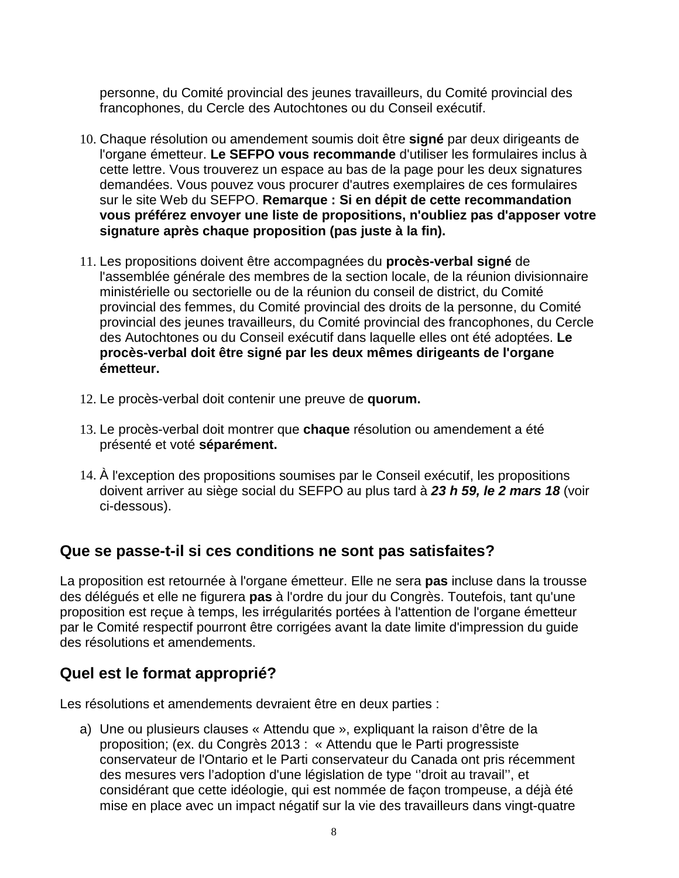personne, du Comité provincial des jeunes travailleurs, du Comité provincial des francophones, du Cercle des Autochtones ou du Conseil exécutif.

10. Chaque résolution ou amendement soumis doit être **signé** par deux dirigeants de l'organe émetteur. **Le SEFPO vous recommande** d'utiliser les formulaires inclus à cette lettre. Vous trouverez un espace au bas de la page pour les deux signatures demandées. Vous pouvez vous procurer d'autres exemplaires de ces formulaires sur le site Web du SEFPO. **Remarque : Si en dépit de cette recommandation vous préférez envoyer une liste de propositions, n'oubliez pas d'apposer votre signature après chaque proposition (pas juste à la fin).**

11. Les propositions doivent être accompagnées du **procès-verbal signé** de l'assemblée générale des membres de la section locale, de la réunion divisionnaire ministérielle ou sectorielle ou de la réunion du conseil de district, du Comité provincial des femmes, du Comité provincial des droits de la personne, du Comité provincial des jeunes travailleurs, du Comité provincial des francophones, du Cercle des Autochtones ou du Conseil exécutif dans laquelle elles ont été adoptées. **Le procès-verbal doit être signé par les deux mêmes dirigeants de l'organe émetteur.**

12. Le procès-verbal doit contenir une preuve de **quorum.**

13. Le procès-verbal doit montrer que **chaque** résolution ou amendement a été présenté et voté **séparément.**

14. À l'exception des propositions soumises par le Conseil exécutif, les propositions doivent arriver au siège social du SEFPO au plus tard à ***23 h 59, le 2 mars 18*** (voir ci-dessous).

## Que se passe-t-il si ces conditions ne sont pas satisfaites?

La proposition est retournée à l'organe émetteur. Elle ne sera **pas** incluse dans la trousse des délégués et elle ne figurera **pas** à l'ordre du jour du Congrès. Toutefois, tant qu'une proposition est reçue à temps, les irrégularités portées à l'attention de l'organe émetteur par le Comité respectif pourront être corrigées avant la date limite d'impression du guide des résolutions et amendements.

## Quel est le format approprié?

Les résolutions et amendements devraient être en deux parties :

a) Une ou plusieurs clauses « Attendu que », expliquant la raison d'être de la proposition; (ex. du Congrès 2013 : « Attendu que le Parti progressiste conservateur de l'Ontario et le Parti conservateur du Canada ont pris récemment des mesures vers l'adoption d'une législation de type ''droit au travail'', et considérant que cette idéologie, qui est nommée de façon trompeuse, a déjà été mise en place avec un impact négatif sur la vie des travailleurs dans vingt-quatre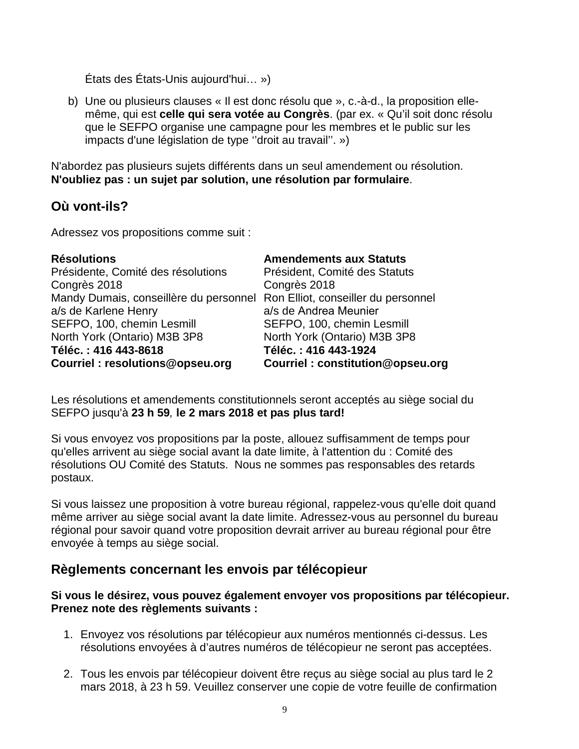États des États-Unis aujourd'hui… »)

b) Une ou plusieurs clauses « Il est donc résolu que », c.-à-d., la proposition elle-même, qui est **celle qui sera votée au Congrès**. (par ex. « Qu'il soit donc résolu que le SEFPO organise une campagne pour les membres et le public sur les impacts d'une législation de type ''droit au travail''. »)

N'abordez pas plusieurs sujets différents dans un seul amendement ou résolution. **N'oubliez pas : un sujet par solution, une résolution par formulaire**.

## Où vont-ils?

Adressez vos propositions comme suit :

**Résolutions**
Présidente, Comité des résolutions
Congrès 2018
Mandy Dumais, conseillère du personnel
a/s de Karlene Henry
SEFPO, 100, chemin Lesmill
North York (Ontario) M3B 3P8
**Téléc. : 416 443-8618**
**Courriel : resolutions@opseu.org**

**Amendements aux Statuts**
Président, Comité des Statuts
Congrès 2018
Ron Elliot, conseiller du personnel
a/s de Andrea Meunier
SEFPO, 100, chemin Lesmill
North York (Ontario) M3B 3P8
**Téléc. : 416 443-1924**
**Courriel : constitution@opseu.org**

Les résolutions et amendements constitutionnels seront acceptés au siège social du SEFPO jusqu'à **23 h 59***,* **le 2 mars 2018 et pas plus tard!**

Si vous envoyez vos propositions par la poste, allouez suffisamment de temps pour qu'elles arrivent au siège social avant la date limite, à l'attention du : Comité des résolutions OU Comité des Statuts. Nous ne sommes pas responsables des retards postaux.

Si vous laissez une proposition à votre bureau régional, rappelez-vous qu'elle doit quand même arriver au siège social avant la date limite. Adressez-vous au personnel du bureau régional pour savoir quand votre proposition devrait arriver au bureau régional pour être envoyée à temps au siège social.

## Règlements concernant les envois par télécopieur

**Si vous le désirez, vous pouvez également envoyer vos propositions par télécopieur. Prenez note des règlements suivants :**

1. Envoyez vos résolutions par télécopieur aux numéros mentionnés ci-dessus. Les résolutions envoyées à d'autres numéros de télécopieur ne seront pas acceptées.

2. Tous les envois par télécopieur doivent être reçus au siège social au plus tard le 2 mars 2018, à 23 h 59. Veuillez conserver une copie de votre feuille de confirmation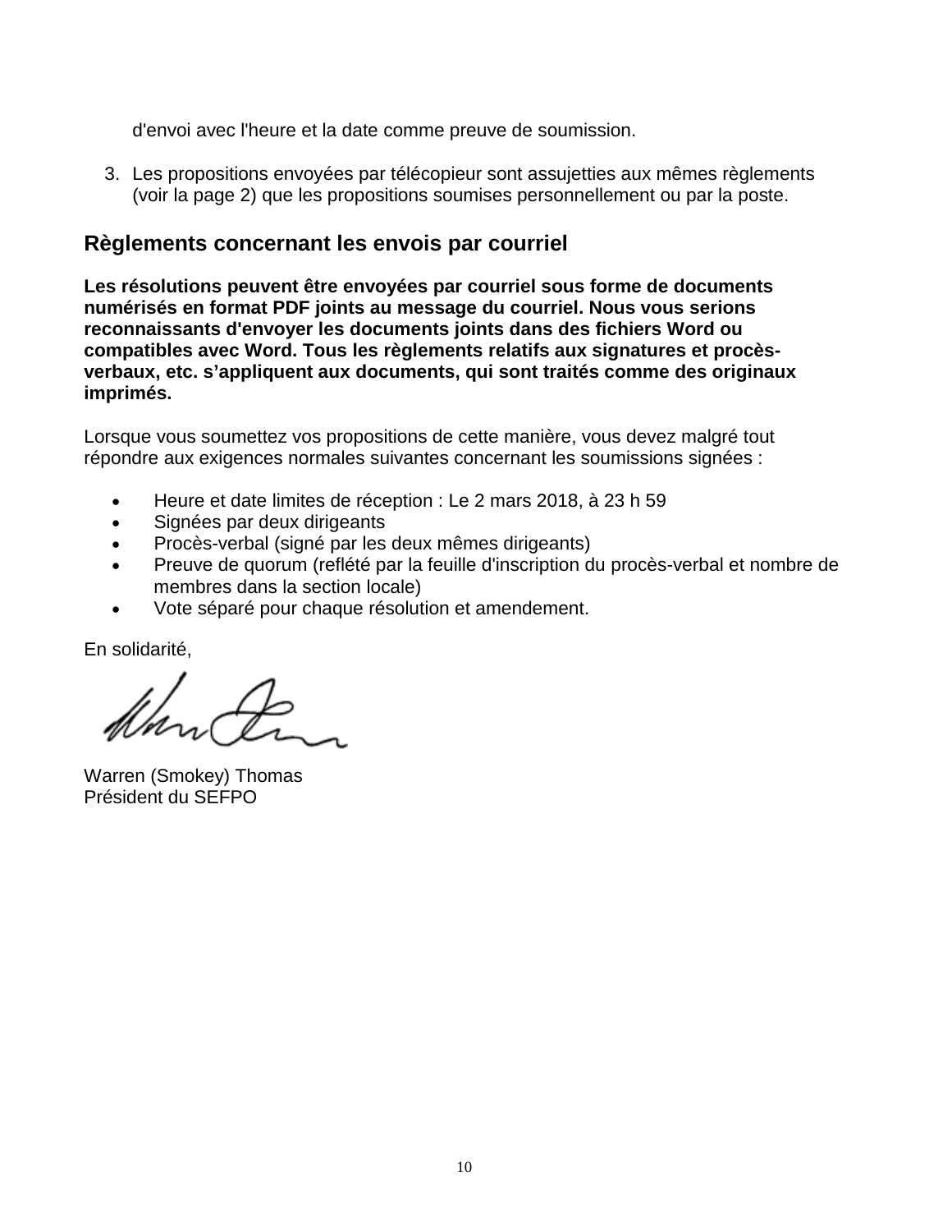d'envoi avec l'heure et la date comme preuve de soumission.

3. Les propositions envoyées par télécopieur sont assujetties aux mêmes règlements (voir la page 2) que les propositions soumises personnellement ou par la poste.

## Règlements concernant les envois par courriel

**Les résolutions peuvent être envoyées par courriel sous forme de documents numérisés en format PDF joints au message du courriel. Nous vous serions reconnaissants d'envoyer les documents joints dans des fichiers Word ou compatibles avec Word. Tous les règlements relatifs aux signatures et procès-verbaux, etc. s'appliquent aux documents, qui sont traités comme des originaux imprimés.**

Lorsque vous soumettez vos propositions de cette manière, vous devez malgré tout répondre aux exigences normales suivantes concernant les soumissions signées :

- Heure et date limites de réception : Le 2 mars 2018, à 23 h 59
- Signées par deux dirigeants
- Procès-verbal (signé par les deux mêmes dirigeants)
- Preuve de quorum (reflété par la feuille d'inscription du procès-verbal et nombre de membres dans la section locale)
- Vote séparé pour chaque résolution et amendement.

En solidarité,

Warren (Smokey) Thomas
Président du SEFPO